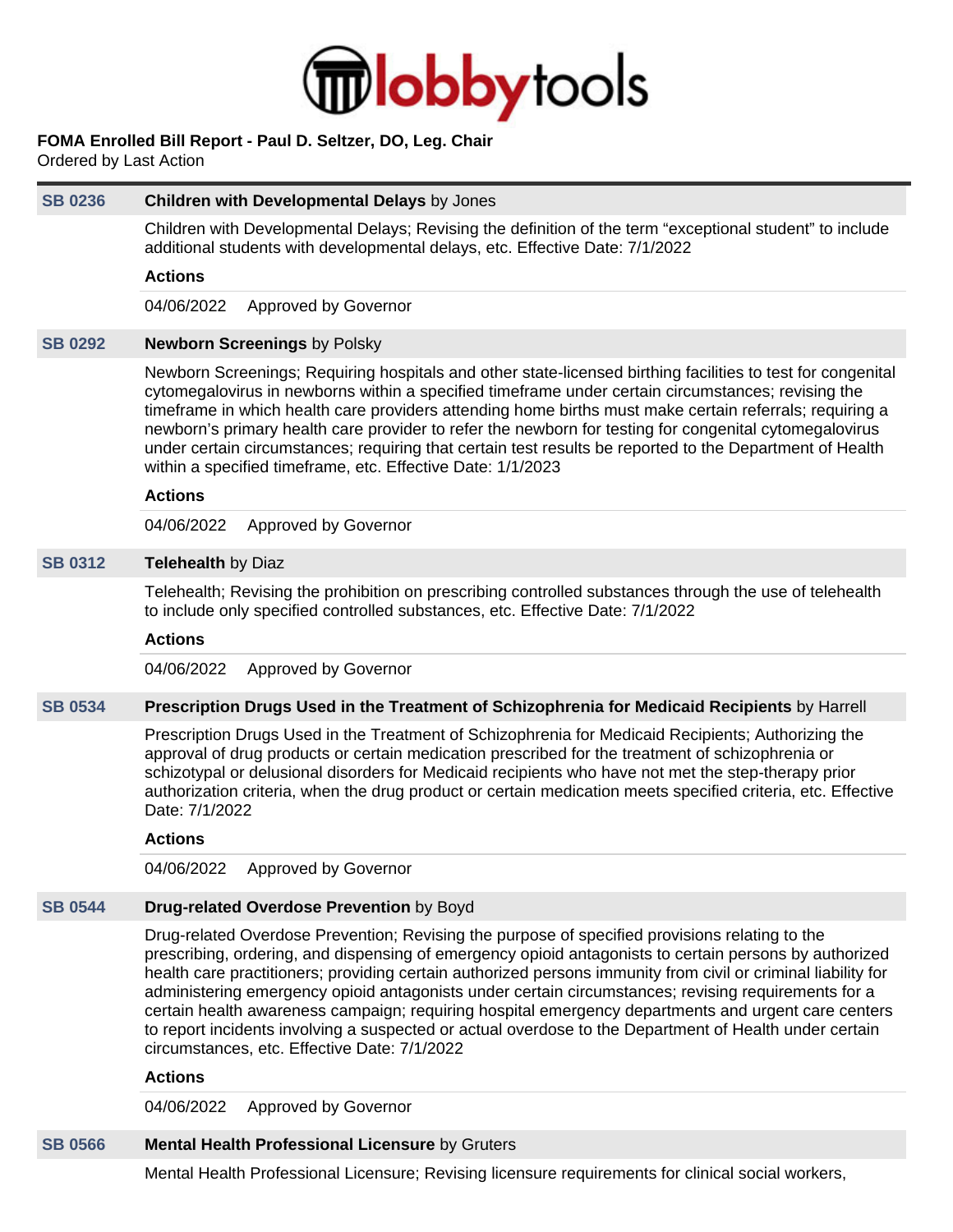**FOMA Enrolled Bill Report - Paul D. Seltzer, DO, Leg. Chair**
Ordered by Last Action

---

**SB 0236** — **Children with Developmental Delays** by Jones

Children with Developmental Delays; Revising the definition of the term "exceptional student" to include additional students with developmental delays, etc. Effective Date: 7/1/2022

**Actions**

04/06/2022 Approved by Governor

**SB 0292** — **Newborn Screenings** by Polsky

Newborn Screenings; Requiring hospitals and other state-licensed birthing facilities to test for congenital cytomegalovirus in newborns within a specified timeframe under certain circumstances; revising the timeframe in which health care providers attending home births must make certain referrals; requiring a newborn's primary health care provider to refer the newborn for testing for congenital cytomegalovirus under certain circumstances; requiring that certain test results be reported to the Department of Health within a specified timeframe, etc. Effective Date: 1/1/2023

**Actions**

04/06/2022 Approved by Governor

**SB 0312** — **Telehealth** by Diaz

Telehealth; Revising the prohibition on prescribing controlled substances through the use of telehealth to include only specified controlled substances, etc. Effective Date: 7/1/2022

**Actions**

04/06/2022 Approved by Governor

**SB 0534** — **Prescription Drugs Used in the Treatment of Schizophrenia for Medicaid Recipients** by Harrell

Prescription Drugs Used in the Treatment of Schizophrenia for Medicaid Recipients; Authorizing the approval of drug products or certain medication prescribed for the treatment of schizophrenia or schizotypal or delusional disorders for Medicaid recipients who have not met the step-therapy prior authorization criteria, when the drug product or certain medication meets specified criteria, etc. Effective Date: 7/1/2022

**Actions**

04/06/2022 Approved by Governor

**SB 0544** — **Drug-related Overdose Prevention** by Boyd

Drug-related Overdose Prevention; Revising the purpose of specified provisions relating to the prescribing, ordering, and dispensing of emergency opioid antagonists to certain persons by authorized health care practitioners; providing certain authorized persons immunity from civil or criminal liability for administering emergency opioid antagonists under certain circumstances; revising requirements for a certain health awareness campaign; requiring hospital emergency departments and urgent care centers to report incidents involving a suspected or actual overdose to the Department of Health under certain circumstances, etc. Effective Date: 7/1/2022

**Actions**

04/06/2022 Approved by Governor

**SB 0566** — **Mental Health Professional Licensure** by Gruters

Mental Health Professional Licensure; Revising licensure requirements for clinical social workers,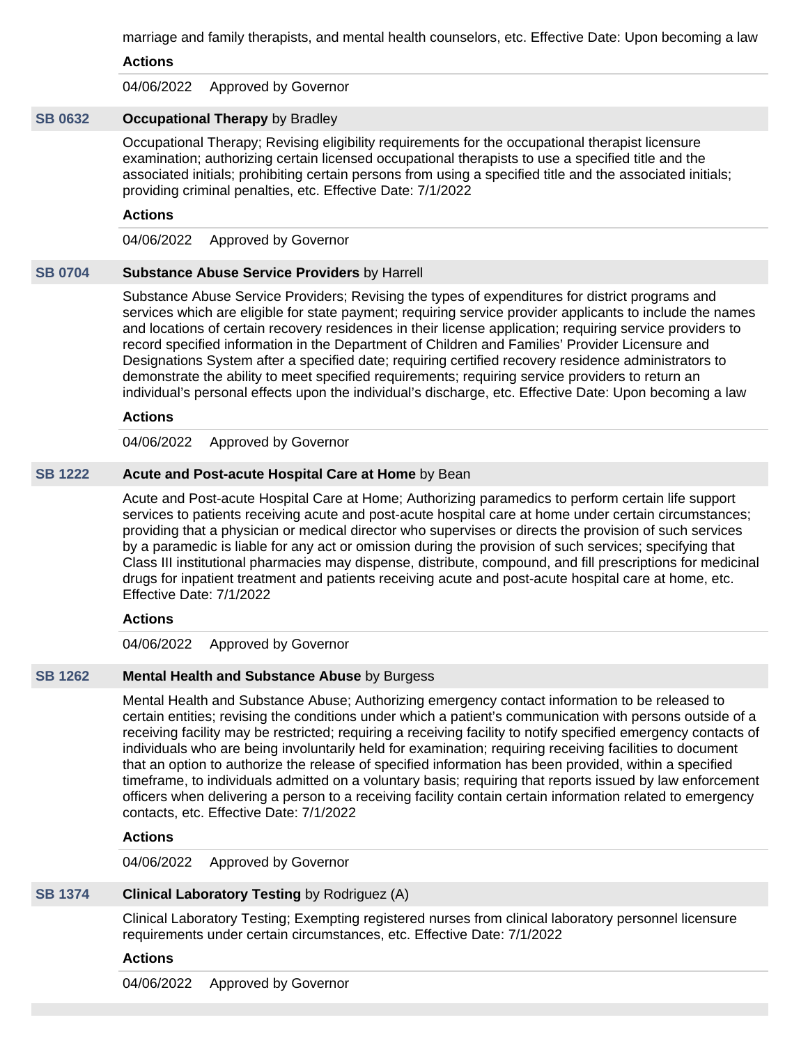marriage and family therapists, and mental health counselors, etc. Effective Date: Upon becoming a law

**Actions**

04/06/2022 Approved by Governor

### SB 0632 — **Occupational Therapy** by Bradley

Occupational Therapy; Revising eligibility requirements for the occupational therapist licensure examination; authorizing certain licensed occupational therapists to use a specified title and the associated initials; prohibiting certain persons from using a specified title and the associated initials; providing criminal penalties, etc. Effective Date: 7/1/2022

**Actions**

04/06/2022 Approved by Governor

### SB 0704 — **Substance Abuse Service Providers** by Harrell

Substance Abuse Service Providers; Revising the types of expenditures for district programs and services which are eligible for state payment; requiring service provider applicants to include the names and locations of certain recovery residences in their license application; requiring service providers to record specified information in the Department of Children and Families' Provider Licensure and Designations System after a specified date; requiring certified recovery residence administrators to demonstrate the ability to meet specified requirements; requiring service providers to return an individual's personal effects upon the individual's discharge, etc. Effective Date: Upon becoming a law

**Actions**

04/06/2022 Approved by Governor

### SB 1222 — **Acute and Post-acute Hospital Care at Home** by Bean

Acute and Post-acute Hospital Care at Home; Authorizing paramedics to perform certain life support services to patients receiving acute and post-acute hospital care at home under certain circumstances; providing that a physician or medical director who supervises or directs the provision of such services by a paramedic is liable for any act or omission during the provision of such services; specifying that Class III institutional pharmacies may dispense, distribute, compound, and fill prescriptions for medicinal drugs for inpatient treatment and patients receiving acute and post-acute hospital care at home, etc. Effective Date: 7/1/2022

**Actions**

04/06/2022 Approved by Governor

### SB 1262 — **Mental Health and Substance Abuse** by Burgess

Mental Health and Substance Abuse; Authorizing emergency contact information to be released to certain entities; revising the conditions under which a patient's communication with persons outside of a receiving facility may be restricted; requiring a receiving facility to notify specified emergency contacts of individuals who are being involuntarily held for examination; requiring receiving facilities to document that an option to authorize the release of specified information has been provided, within a specified timeframe, to individuals admitted on a voluntary basis; requiring that reports issued by law enforcement officers when delivering a person to a receiving facility contain certain information related to emergency contacts, etc. Effective Date: 7/1/2022

**Actions**

04/06/2022 Approved by Governor

### SB 1374 — **Clinical Laboratory Testing** by Rodriguez (A)

Clinical Laboratory Testing; Exempting registered nurses from clinical laboratory personnel licensure requirements under certain circumstances, etc. Effective Date: 7/1/2022

**Actions**

04/06/2022 Approved by Governor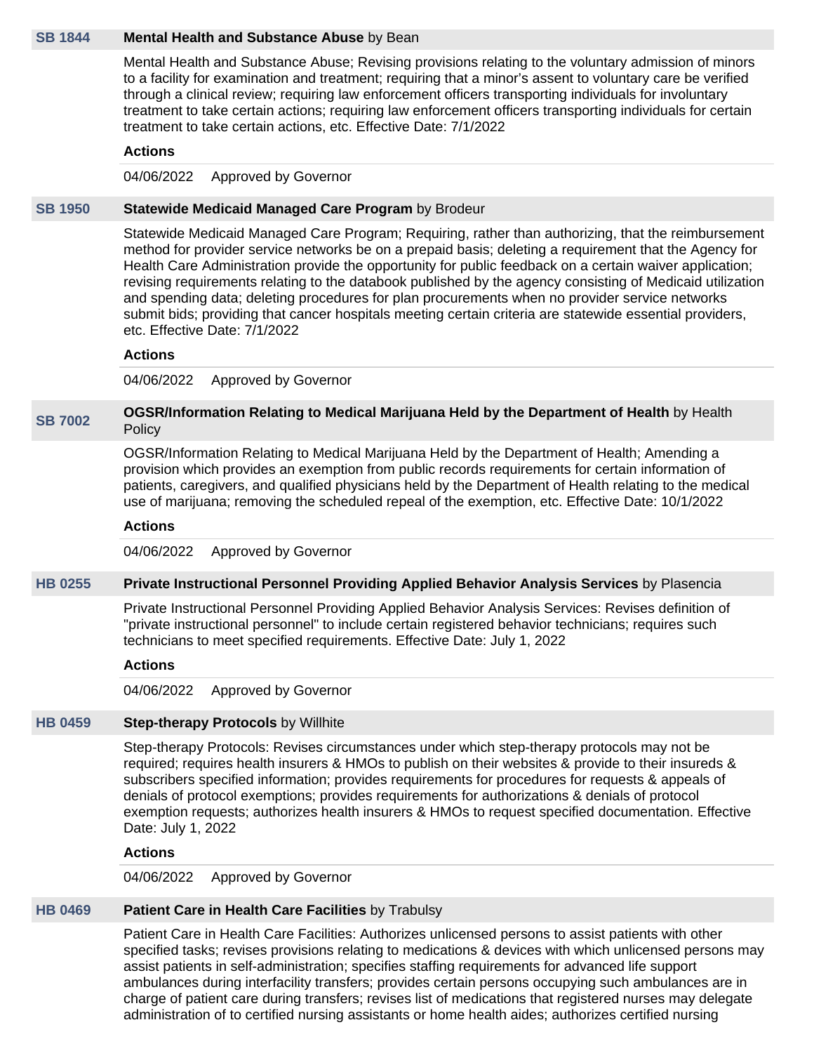**SB 1844** **Mental Health and Substance Abuse** by Bean

Mental Health and Substance Abuse; Revising provisions relating to the voluntary admission of minors to a facility for examination and treatment; requiring that a minor's assent to voluntary care be verified through a clinical review; requiring law enforcement officers transporting individuals for involuntary treatment to take certain actions; requiring law enforcement officers transporting individuals for certain treatment to take certain actions, etc. Effective Date: 7/1/2022

**Actions**

04/06/2022 Approved by Governor

**SB 1950** **Statewide Medicaid Managed Care Program** by Brodeur

Statewide Medicaid Managed Care Program; Requiring, rather than authorizing, that the reimbursement method for provider service networks be on a prepaid basis; deleting a requirement that the Agency for Health Care Administration provide the opportunity for public feedback on a certain waiver application; revising requirements relating to the databook published by the agency consisting of Medicaid utilization and spending data; deleting procedures for plan procurements when no provider service networks submit bids; providing that cancer hospitals meeting certain criteria are statewide essential providers, etc. Effective Date: 7/1/2022

**Actions**

04/06/2022 Approved by Governor

**SB 7002** **OGSR/Information Relating to Medical Marijuana Held by the Department of Health** by Health Policy

OGSR/Information Relating to Medical Marijuana Held by the Department of Health; Amending a provision which provides an exemption from public records requirements for certain information of patients, caregivers, and qualified physicians held by the Department of Health relating to the medical use of marijuana; removing the scheduled repeal of the exemption, etc. Effective Date: 10/1/2022

**Actions**

04/06/2022 Approved by Governor

**HB 0255** **Private Instructional Personnel Providing Applied Behavior Analysis Services** by Plasencia

Private Instructional Personnel Providing Applied Behavior Analysis Services: Revises definition of "private instructional personnel" to include certain registered behavior technicians; requires such technicians to meet specified requirements. Effective Date: July 1, 2022

**Actions**

04/06/2022 Approved by Governor

**HB 0459** **Step-therapy Protocols** by Willhite

Step-therapy Protocols: Revises circumstances under which step-therapy protocols may not be required; requires health insurers & HMOs to publish on their websites & provide to their insureds & subscribers specified information; provides requirements for procedures for requests & appeals of denials of protocol exemptions; provides requirements for authorizations & denials of protocol exemption requests; authorizes health insurers & HMOs to request specified documentation. Effective Date: July 1, 2022

**Actions**

04/06/2022 Approved by Governor

**HB 0469** **Patient Care in Health Care Facilities** by Trabulsy

Patient Care in Health Care Facilities: Authorizes unlicensed persons to assist patients with other specified tasks; revises provisions relating to medications & devices with which unlicensed persons may assist patients in self-administration; specifies staffing requirements for advanced life support ambulances during interfacility transfers; provides certain persons occupying such ambulances are in charge of patient care during transfers; revises list of medications that registered nurses may delegate administration of to certified nursing assistants or home health aides; authorizes certified nursing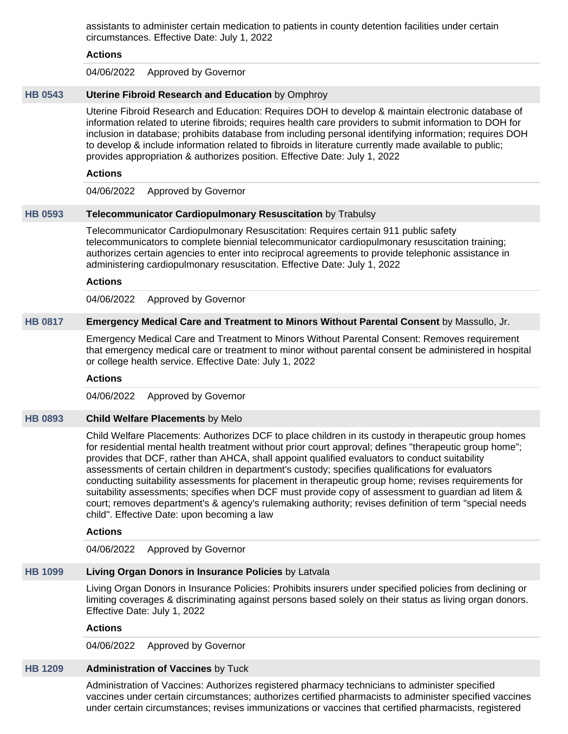assistants to administer certain medication to patients in county detention facilities under certain circumstances. Effective Date: July 1, 2022

**Actions**

04/06/2022 Approved by Governor

### HB 0543 **Uterine Fibroid Research and Education** by Omphroy

Uterine Fibroid Research and Education: Requires DOH to develop & maintain electronic database of information related to uterine fibroids; requires health care providers to submit information to DOH for inclusion in database; prohibits database from including personal identifying information; requires DOH to develop & include information related to fibroids in literature currently made available to public; provides appropriation & authorizes position. Effective Date: July 1, 2022

**Actions**

04/06/2022 Approved by Governor

### HB 0593 **Telecommunicator Cardiopulmonary Resuscitation** by Trabulsy

Telecommunicator Cardiopulmonary Resuscitation: Requires certain 911 public safety telecommunicators to complete biennial telecommunicator cardiopulmonary resuscitation training; authorizes certain agencies to enter into reciprocal agreements to provide telephonic assistance in administering cardiopulmonary resuscitation. Effective Date: July 1, 2022

**Actions**

04/06/2022 Approved by Governor

### HB 0817 **Emergency Medical Care and Treatment to Minors Without Parental Consent** by Massullo, Jr.

Emergency Medical Care and Treatment to Minors Without Parental Consent: Removes requirement that emergency medical care or treatment to minor without parental consent be administered in hospital or college health service. Effective Date: July 1, 2022

**Actions**

04/06/2022 Approved by Governor

### HB 0893 **Child Welfare Placements** by Melo

Child Welfare Placements: Authorizes DCF to place children in its custody in therapeutic group homes for residential mental health treatment without prior court approval; defines "therapeutic group home"; provides that DCF, rather than AHCA, shall appoint qualified evaluators to conduct suitability assessments of certain children in department's custody; specifies qualifications for evaluators conducting suitability assessments for placement in therapeutic group home; revises requirements for suitability assessments; specifies when DCF must provide copy of assessment to guardian ad litem & court; removes department's & agency's rulemaking authority; revises definition of term "special needs child". Effective Date: upon becoming a law

**Actions**

04/06/2022 Approved by Governor

### HB 1099 **Living Organ Donors in Insurance Policies** by Latvala

Living Organ Donors in Insurance Policies: Prohibits insurers under specified policies from declining or limiting coverages & discriminating against persons based solely on their status as living organ donors. Effective Date: July 1, 2022

**Actions**

04/06/2022 Approved by Governor

### HB 1209 **Administration of Vaccines** by Tuck

Administration of Vaccines: Authorizes registered pharmacy technicians to administer specified vaccines under certain circumstances; authorizes certified pharmacists to administer specified vaccines under certain circumstances; revises immunizations or vaccines that certified pharmacists, registered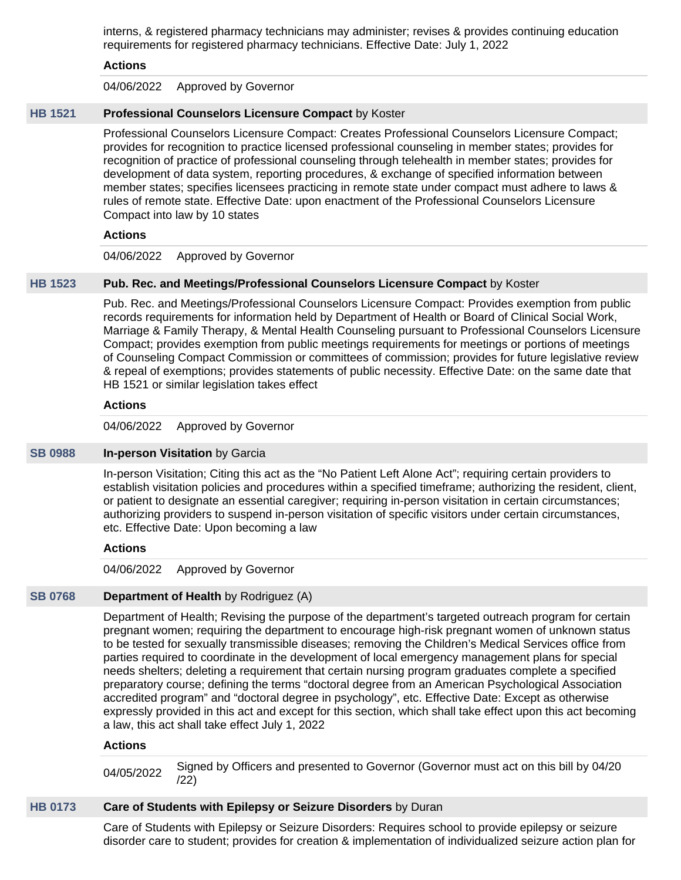interns, & registered pharmacy technicians may administer; revises & provides continuing education requirements for registered pharmacy technicians. Effective Date: July 1, 2022

**Actions**

04/06/2022 Approved by Governor

### HB 1521 — **Professional Counselors Licensure Compact** by Koster

Professional Counselors Licensure Compact: Creates Professional Counselors Licensure Compact; provides for recognition to practice licensed professional counseling in member states; provides for recognition of practice of professional counseling through telehealth in member states; provides for development of data system, reporting procedures, & exchange of specified information between member states; specifies licensees practicing in remote state under compact must adhere to laws & rules of remote state. Effective Date: upon enactment of the Professional Counselors Licensure Compact into law by 10 states

**Actions**

04/06/2022 Approved by Governor

### HB 1523 — **Pub. Rec. and Meetings/Professional Counselors Licensure Compact** by Koster

Pub. Rec. and Meetings/Professional Counselors Licensure Compact: Provides exemption from public records requirements for information held by Department of Health or Board of Clinical Social Work, Marriage & Family Therapy, & Mental Health Counseling pursuant to Professional Counselors Licensure Compact; provides exemption from public meetings requirements for meetings or portions of meetings of Counseling Compact Commission or committees of commission; provides for future legislative review & repeal of exemptions; provides statements of public necessity. Effective Date: on the same date that HB 1521 or similar legislation takes effect

**Actions**

04/06/2022 Approved by Governor

### SB 0988 — **In-person Visitation** by Garcia

In-person Visitation; Citing this act as the “No Patient Left Alone Act”; requiring certain providers to establish visitation policies and procedures within a specified timeframe; authorizing the resident, client, or patient to designate an essential caregiver; requiring in-person visitation in certain circumstances; authorizing providers to suspend in-person visitation of specific visitors under certain circumstances, etc. Effective Date: Upon becoming a law

**Actions**

04/06/2022 Approved by Governor

### SB 0768 — **Department of Health** by Rodriguez (A)

Department of Health; Revising the purpose of the department’s targeted outreach program for certain pregnant women; requiring the department to encourage high-risk pregnant women of unknown status to be tested for sexually transmissible diseases; removing the Children’s Medical Services office from parties required to coordinate in the development of local emergency management plans for special needs shelters; deleting a requirement that certain nursing program graduates complete a specified preparatory course; defining the terms “doctoral degree from an American Psychological Association accredited program” and “doctoral degree in psychology”, etc. Effective Date: Except as otherwise expressly provided in this act and except for this section, which shall take effect upon this act becoming a law, this act shall take effect July 1, 2022

**Actions**

04/05/2022 Signed by Officers and presented to Governor (Governor must act on this bill by 04/20/22)

### HB 0173 — **Care of Students with Epilepsy or Seizure Disorders** by Duran

Care of Students with Epilepsy or Seizure Disorders: Requires school to provide epilepsy or seizure disorder care to student; provides for creation & implementation of individualized seizure action plan for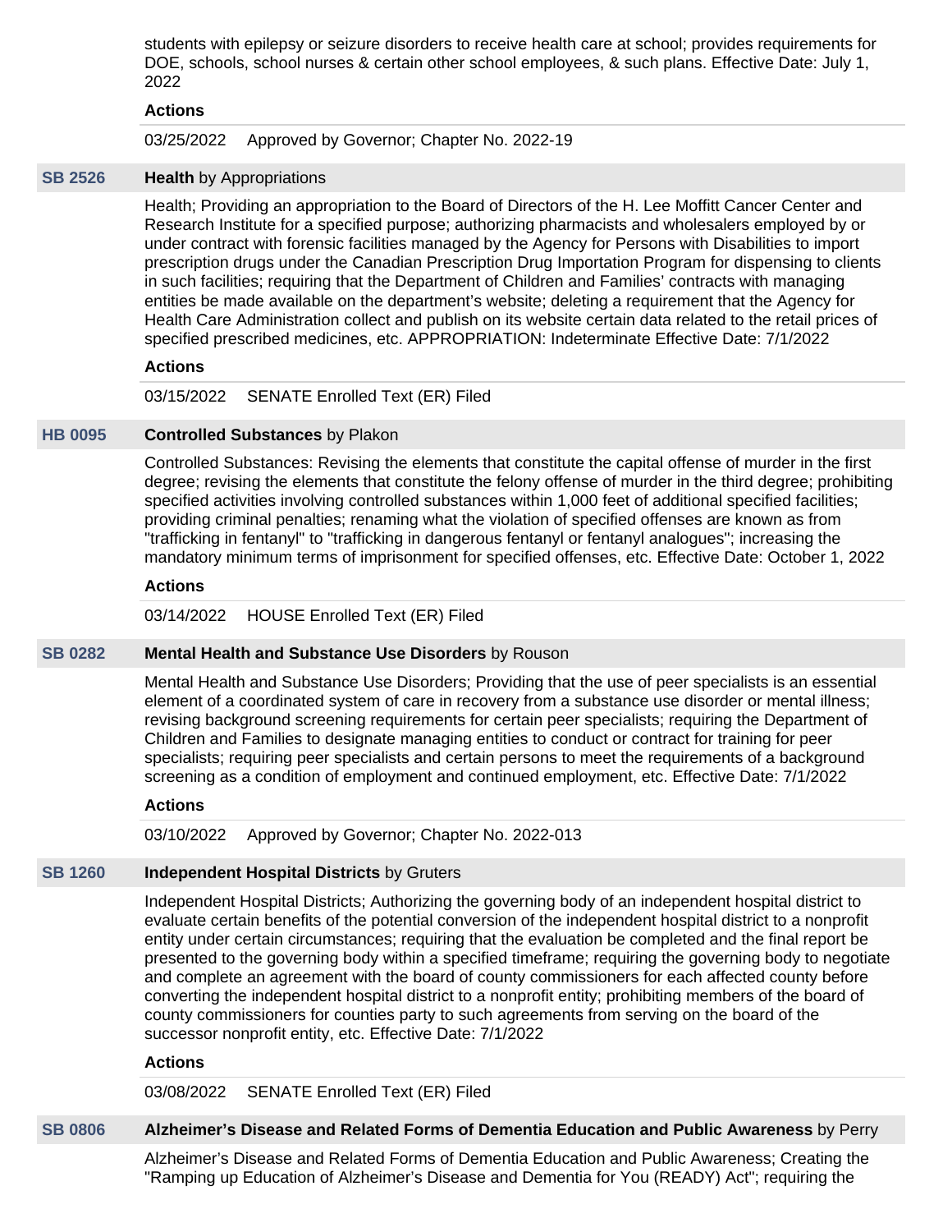students with epilepsy or seizure disorders to receive health care at school; provides requirements for DOE, schools, school nurses & certain other school employees, & such plans. Effective Date: July 1, 2022

**Actions**

03/25/2022 Approved by Governor; Chapter No. 2022-19

**SB 2526** **Health** by Appropriations

Health; Providing an appropriation to the Board of Directors of the H. Lee Moffitt Cancer Center and Research Institute for a specified purpose; authorizing pharmacists and wholesalers employed by or under contract with forensic facilities managed by the Agency for Persons with Disabilities to import prescription drugs under the Canadian Prescription Drug Importation Program for dispensing to clients in such facilities; requiring that the Department of Children and Families' contracts with managing entities be made available on the department's website; deleting a requirement that the Agency for Health Care Administration collect and publish on its website certain data related to the retail prices of specified prescribed medicines, etc. APPROPRIATION: Indeterminate Effective Date: 7/1/2022

**Actions**

03/15/2022 SENATE Enrolled Text (ER) Filed

**HB 0095** **Controlled Substances** by Plakon

Controlled Substances: Revising the elements that constitute the capital offense of murder in the first degree; revising the elements that constitute the felony offense of murder in the third degree; prohibiting specified activities involving controlled substances within 1,000 feet of additional specified facilities; providing criminal penalties; renaming what the violation of specified offenses are known as from "trafficking in fentanyl" to "trafficking in dangerous fentanyl or fentanyl analogues"; increasing the mandatory minimum terms of imprisonment for specified offenses, etc. Effective Date: October 1, 2022

**Actions**

03/14/2022 HOUSE Enrolled Text (ER) Filed

**SB 0282** **Mental Health and Substance Use Disorders** by Rouson

Mental Health and Substance Use Disorders; Providing that the use of peer specialists is an essential element of a coordinated system of care in recovery from a substance use disorder or mental illness; revising background screening requirements for certain peer specialists; requiring the Department of Children and Families to designate managing entities to conduct or contract for training for peer specialists; requiring peer specialists and certain persons to meet the requirements of a background screening as a condition of employment and continued employment, etc. Effective Date: 7/1/2022

**Actions**

03/10/2022 Approved by Governor; Chapter No. 2022-013

**SB 1260** **Independent Hospital Districts** by Gruters

Independent Hospital Districts; Authorizing the governing body of an independent hospital district to evaluate certain benefits of the potential conversion of the independent hospital district to a nonprofit entity under certain circumstances; requiring that the evaluation be completed and the final report be presented to the governing body within a specified timeframe; requiring the governing body to negotiate and complete an agreement with the board of county commissioners for each affected county before converting the independent hospital district to a nonprofit entity; prohibiting members of the board of county commissioners for counties party to such agreements from serving on the board of the successor nonprofit entity, etc. Effective Date: 7/1/2022

**Actions**

03/08/2022 SENATE Enrolled Text (ER) Filed

**SB 0806** **Alzheimer's Disease and Related Forms of Dementia Education and Public Awareness** by Perry

Alzheimer's Disease and Related Forms of Dementia Education and Public Awareness; Creating the "Ramping up Education of Alzheimer's Disease and Dementia for You (READY) Act"; requiring the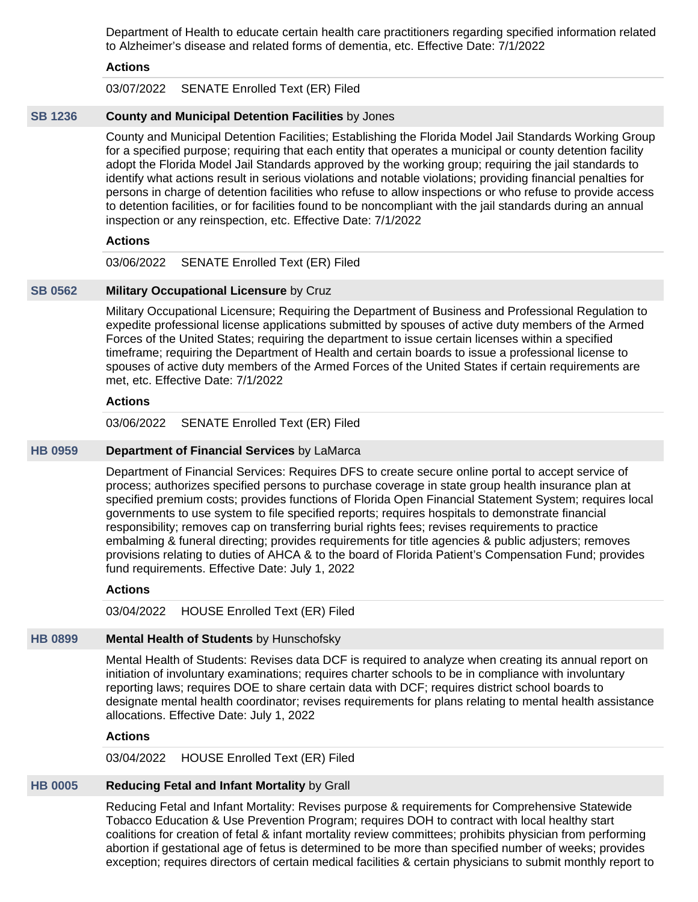Department of Health to educate certain health care practitioners regarding specified information related to Alzheimer's disease and related forms of dementia, etc. Effective Date: 7/1/2022

**Actions**

03/07/2022 SENATE Enrolled Text (ER) Filed

**SB 1236** **County and Municipal Detention Facilities** by Jones

County and Municipal Detention Facilities; Establishing the Florida Model Jail Standards Working Group for a specified purpose; requiring that each entity that operates a municipal or county detention facility adopt the Florida Model Jail Standards approved by the working group; requiring the jail standards to identify what actions result in serious violations and notable violations; providing financial penalties for persons in charge of detention facilities who refuse to allow inspections or who refuse to provide access to detention facilities, or for facilities found to be noncompliant with the jail standards during an annual inspection or any reinspection, etc. Effective Date: 7/1/2022

**Actions**

03/06/2022 SENATE Enrolled Text (ER) Filed

**SB 0562** **Military Occupational Licensure** by Cruz

Military Occupational Licensure; Requiring the Department of Business and Professional Regulation to expedite professional license applications submitted by spouses of active duty members of the Armed Forces of the United States; requiring the department to issue certain licenses within a specified timeframe; requiring the Department of Health and certain boards to issue a professional license to spouses of active duty members of the Armed Forces of the United States if certain requirements are met, etc. Effective Date: 7/1/2022

**Actions**

03/06/2022 SENATE Enrolled Text (ER) Filed

**HB 0959** **Department of Financial Services** by LaMarca

Department of Financial Services: Requires DFS to create secure online portal to accept service of process; authorizes specified persons to purchase coverage in state group health insurance plan at specified premium costs; provides functions of Florida Open Financial Statement System; requires local governments to use system to file specified reports; requires hospitals to demonstrate financial responsibility; removes cap on transferring burial rights fees; revises requirements to practice embalming & funeral directing; provides requirements for title agencies & public adjusters; removes provisions relating to duties of AHCA & to the board of Florida Patient's Compensation Fund; provides fund requirements. Effective Date: July 1, 2022

**Actions**

03/04/2022 HOUSE Enrolled Text (ER) Filed

**HB 0899** **Mental Health of Students** by Hunschofsky

Mental Health of Students: Revises data DCF is required to analyze when creating its annual report on initiation of involuntary examinations; requires charter schools to be in compliance with involuntary reporting laws; requires DOE to share certain data with DCF; requires district school boards to designate mental health coordinator; revises requirements for plans relating to mental health assistance allocations. Effective Date: July 1, 2022

**Actions**

03/04/2022 HOUSE Enrolled Text (ER) Filed

**HB 0005** **Reducing Fetal and Infant Mortality** by Grall

Reducing Fetal and Infant Mortality: Revises purpose & requirements for Comprehensive Statewide Tobacco Education & Use Prevention Program; requires DOH to contract with local healthy start coalitions for creation of fetal & infant mortality review committees; prohibits physician from performing abortion if gestational age of fetus is determined to be more than specified number of weeks; provides exception; requires directors of certain medical facilities & certain physicians to submit monthly report to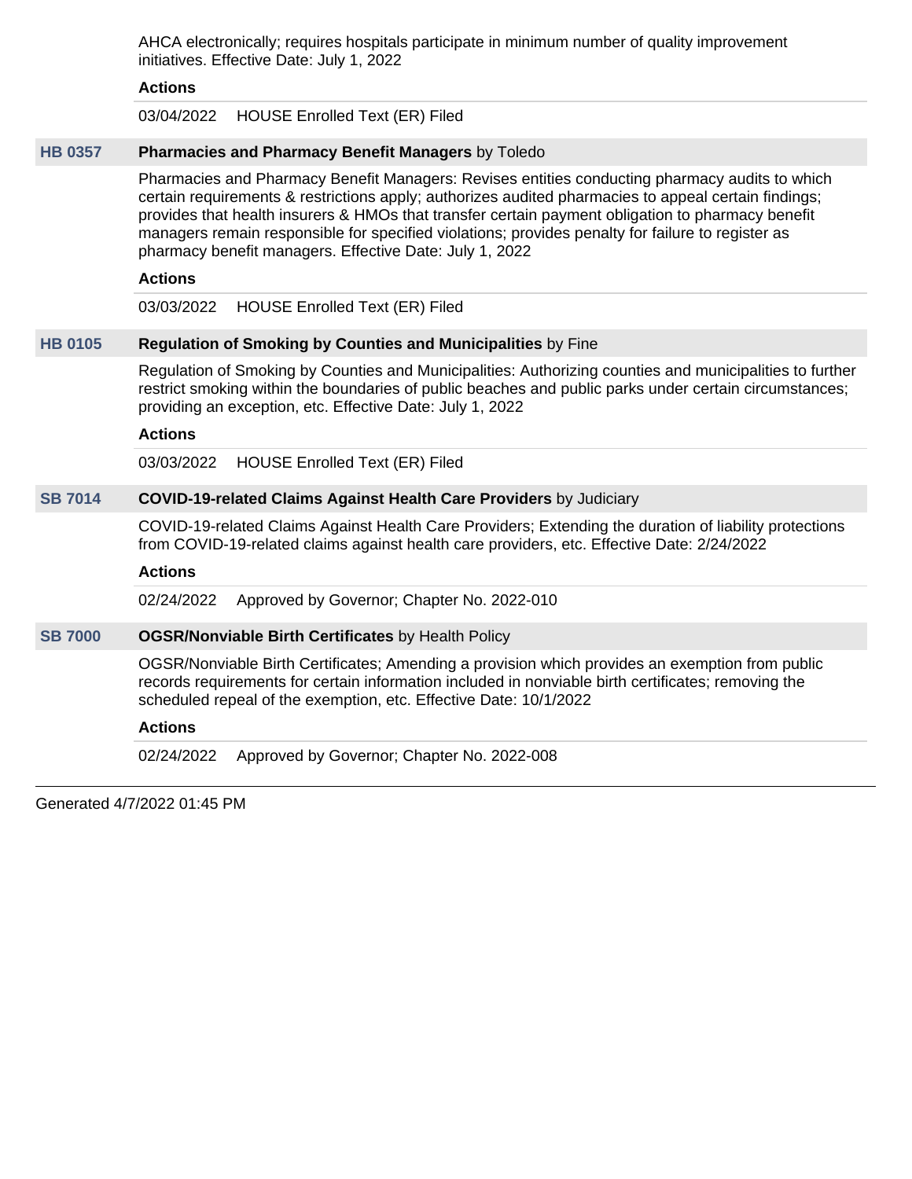AHCA electronically; requires hospitals participate in minimum number of quality improvement initiatives. Effective Date: July 1, 2022

**Actions**

03/04/2022 HOUSE Enrolled Text (ER) Filed

**HB 0357** **Pharmacies and Pharmacy Benefit Managers** by Toledo

Pharmacies and Pharmacy Benefit Managers: Revises entities conducting pharmacy audits to which certain requirements & restrictions apply; authorizes audited pharmacies to appeal certain findings; provides that health insurers & HMOs that transfer certain payment obligation to pharmacy benefit managers remain responsible for specified violations; provides penalty for failure to register as pharmacy benefit managers. Effective Date: July 1, 2022

**Actions**

03/03/2022 HOUSE Enrolled Text (ER) Filed

**HB 0105** **Regulation of Smoking by Counties and Municipalities** by Fine

Regulation of Smoking by Counties and Municipalities: Authorizing counties and municipalities to further restrict smoking within the boundaries of public beaches and public parks under certain circumstances; providing an exception, etc. Effective Date: July 1, 2022

**Actions**

03/03/2022 HOUSE Enrolled Text (ER) Filed

**SB 7014** **COVID-19-related Claims Against Health Care Providers** by Judiciary

COVID-19-related Claims Against Health Care Providers; Extending the duration of liability protections from COVID-19-related claims against health care providers, etc. Effective Date: 2/24/2022

**Actions**

02/24/2022 Approved by Governor; Chapter No. 2022-010

**SB 7000** **OGSR/Nonviable Birth Certificates** by Health Policy

OGSR/Nonviable Birth Certificates; Amending a provision which provides an exemption from public records requirements for certain information included in nonviable birth certificates; removing the scheduled repeal of the exemption, etc. Effective Date: 10/1/2022

**Actions**

02/24/2022 Approved by Governor; Chapter No. 2022-008

Generated 4/7/2022 01:45 PM